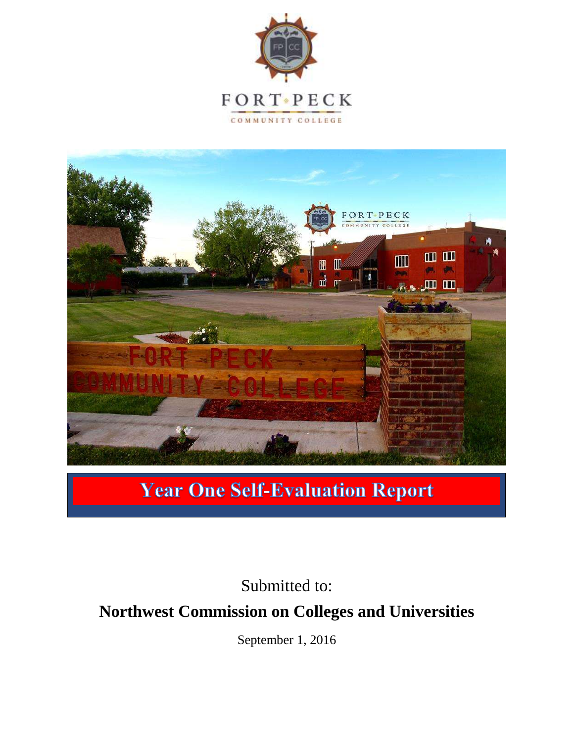FORT PECK

COMMUNITY COLLEGE

# Year One Self-Evaluation Report

Submitted to:

**Northwest Commission on Colleges and Universities**

September 1, 2016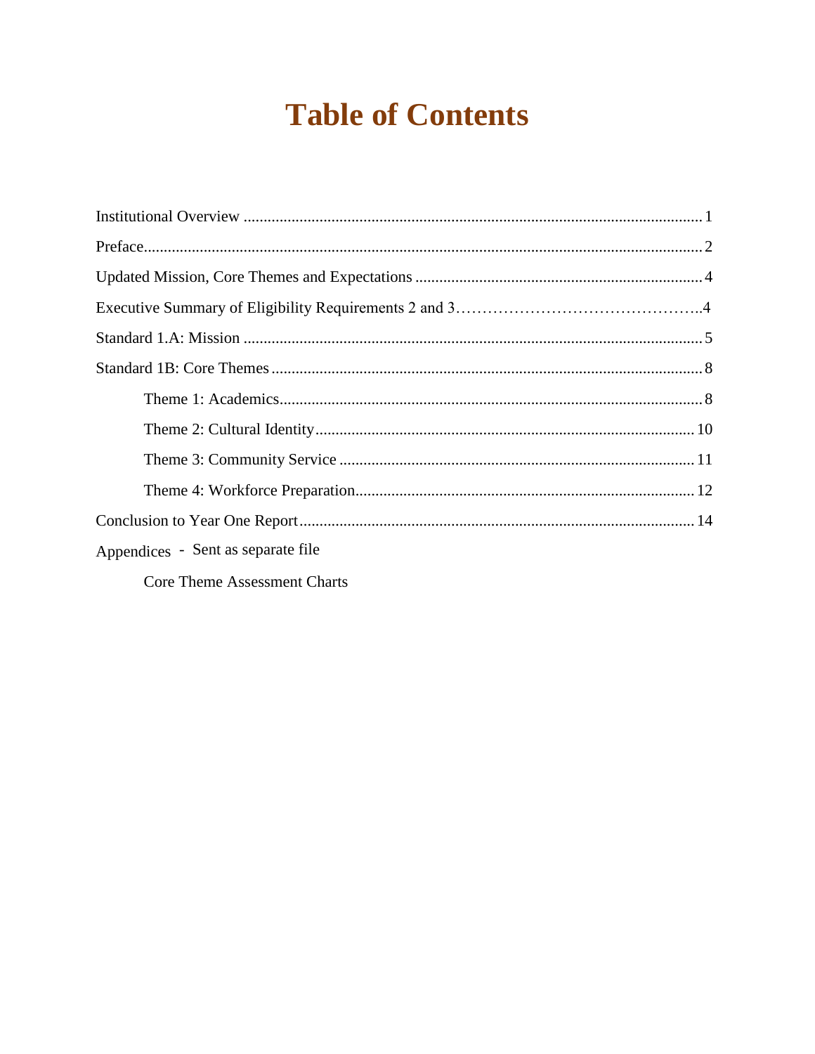# Table of Contents

Institutional Overview .................................................................................................... 1

Preface............................................................................................................................ 2

Updated Mission, Core Themes and Expectations ......................................................... 4

Executive Summary of Eligibility Requirements 2 and 3……………………………………..4

Standard 1.A: Mission .................................................................................................... 5

Standard 1B: Core Themes ............................................................................................. 8

- Theme 1: Academics.......................................................................................... 8
- Theme 2: Cultural Identity................................................................................. 10
- Theme 3: Community Service .......................................................................... 11
- Theme 4: Workforce Preparation...................................................................... 12

Conclusion to Year One Report..................................................................................... 14

Appendices - Sent as separate file

- Core Theme Assessment Charts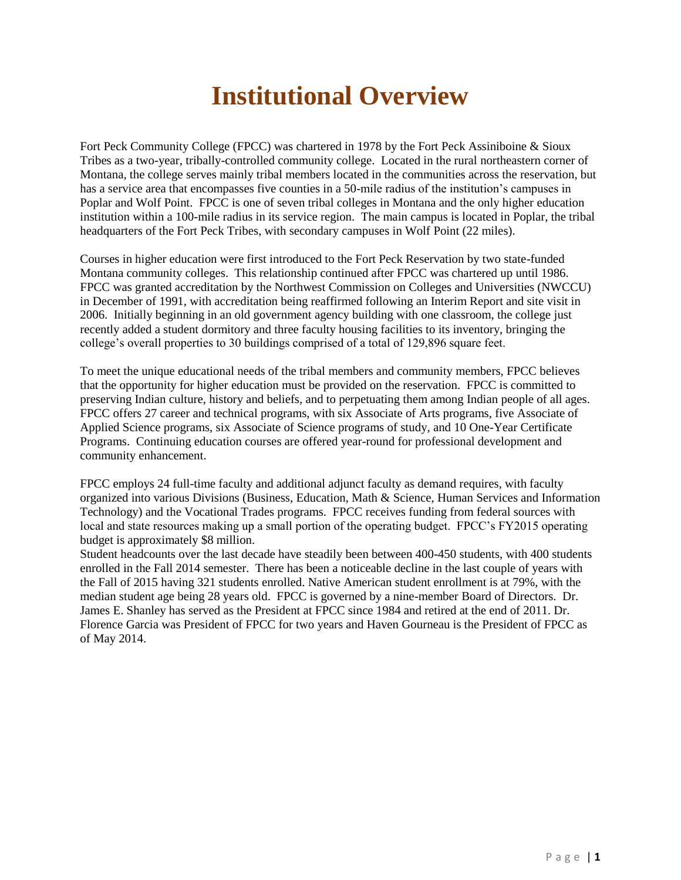# Institutional Overview

Fort Peck Community College (FPCC) was chartered in 1978 by the Fort Peck Assiniboine & Sioux Tribes as a two-year, tribally-controlled community college. Located in the rural northeastern corner of Montana, the college serves mainly tribal members located in the communities across the reservation, but has a service area that encompasses five counties in a 50-mile radius of the institution's campuses in Poplar and Wolf Point. FPCC is one of seven tribal colleges in Montana and the only higher education institution within a 100-mile radius in its service region. The main campus is located in Poplar, the tribal headquarters of the Fort Peck Tribes, with secondary campuses in Wolf Point (22 miles).

Courses in higher education were first introduced to the Fort Peck Reservation by two state-funded Montana community colleges. This relationship continued after FPCC was chartered up until 1986. FPCC was granted accreditation by the Northwest Commission on Colleges and Universities (NWCCU) in December of 1991, with accreditation being reaffirmed following an Interim Report and site visit in 2006. Initially beginning in an old government agency building with one classroom, the college just recently added a student dormitory and three faculty housing facilities to its inventory, bringing the college's overall properties to 30 buildings comprised of a total of 129,896 square feet.

To meet the unique educational needs of the tribal members and community members, FPCC believes that the opportunity for higher education must be provided on the reservation. FPCC is committed to preserving Indian culture, history and beliefs, and to perpetuating them among Indian people of all ages. FPCC offers 27 career and technical programs, with six Associate of Arts programs, five Associate of Applied Science programs, six Associate of Science programs of study, and 10 One-Year Certificate Programs. Continuing education courses are offered year-round for professional development and community enhancement.

FPCC employs 24 full-time faculty and additional adjunct faculty as demand requires, with faculty organized into various Divisions (Business, Education, Math & Science, Human Services and Information Technology) and the Vocational Trades programs. FPCC receives funding from federal sources with local and state resources making up a small portion of the operating budget. FPCC's FY2015 operating budget is approximately $8 million.

Student headcounts over the last decade have steadily been between 400-450 students, with 400 students enrolled in the Fall 2014 semester. There has been a noticeable decline in the last couple of years with the Fall of 2015 having 321 students enrolled. Native American student enrollment is at 79%, with the median student age being 28 years old. FPCC is governed by a nine-member Board of Directors. Dr. James E. Shanley has served as the President at FPCC since 1984 and retired at the end of 2011. Dr. Florence Garcia was President of FPCC for two years and Haven Gourneau is the President of FPCC as of May 2014.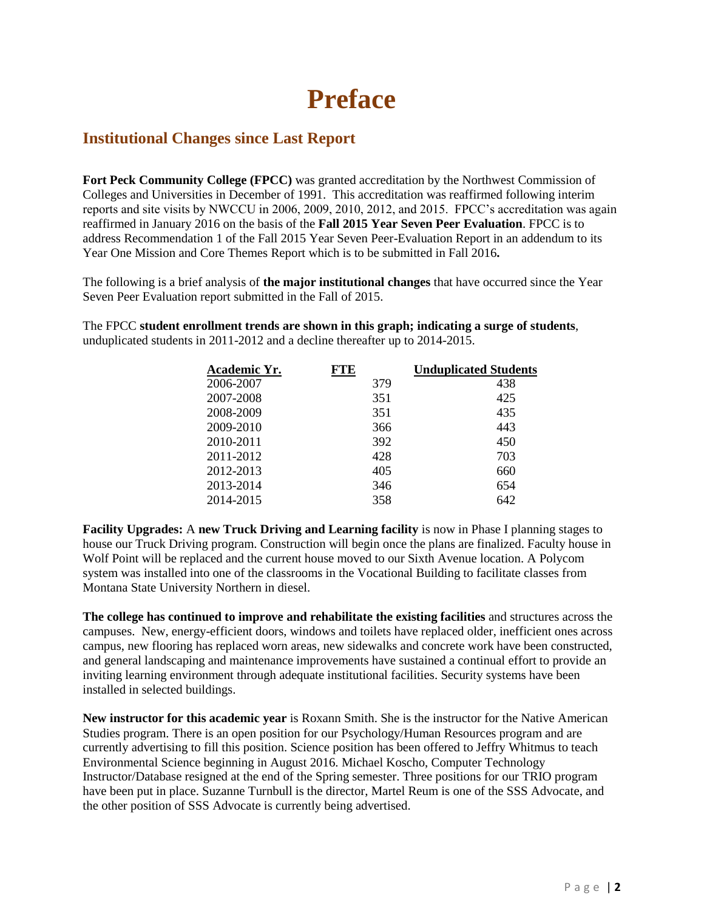# Preface

## Institutional Changes since Last Report

**Fort Peck Community College (FPCC)** was granted accreditation by the Northwest Commission of Colleges and Universities in December of 1991. This accreditation was reaffirmed following interim reports and site visits by NWCCU in 2006, 2009, 2010, 2012, and 2015. FPCC's accreditation was again reaffirmed in January 2016 on the basis of the **Fall 2015 Year Seven Peer Evaluation**. FPCC is to address Recommendation 1 of the Fall 2015 Year Seven Peer-Evaluation Report in an addendum to its Year One Mission and Core Themes Report which is to be submitted in Fall 2016**.**

The following is a brief analysis of **the major institutional changes** that have occurred since the Year Seven Peer Evaluation report submitted in the Fall of 2015.

The FPCC **student enrollment trends are shown in this graph; indicating a surge of students**, unduplicated students in 2011-2012 and a decline thereafter up to 2014-2015.

| Academic Yr. | FTE | Unduplicated Students |
|---|---|---|
| 2006-2007 | 379 | 438 |
| 2007-2008 | 351 | 425 |
| 2008-2009 | 351 | 435 |
| 2009-2010 | 366 | 443 |
| 2010-2011 | 392 | 450 |
| 2011-2012 | 428 | 703 |
| 2012-2013 | 405 | 660 |
| 2013-2014 | 346 | 654 |
| 2014-2015 | 358 | 642 |

**Facility Upgrades:** A **new Truck Driving and Learning facility** is now in Phase I planning stages to house our Truck Driving program. Construction will begin once the plans are finalized. Faculty house in Wolf Point will be replaced and the current house moved to our Sixth Avenue location. A Polycom system was installed into one of the classrooms in the Vocational Building to facilitate classes from Montana State University Northern in diesel.

**The college has continued to improve and rehabilitate the existing facilities** and structures across the campuses. New, energy-efficient doors, windows and toilets have replaced older, inefficient ones across campus, new flooring has replaced worn areas, new sidewalks and concrete work have been constructed, and general landscaping and maintenance improvements have sustained a continual effort to provide an inviting learning environment through adequate institutional facilities. Security systems have been installed in selected buildings.

**New instructor for this academic year** is Roxann Smith. She is the instructor for the Native American Studies program. There is an open position for our Psychology/Human Resources program and are currently advertising to fill this position. Science position has been offered to Jeffry Whitmus to teach Environmental Science beginning in August 2016. Michael Koscho, Computer Technology Instructor/Database resigned at the end of the Spring semester. Three positions for our TRIO program have been put in place. Suzanne Turnbull is the director, Martel Reum is one of the SSS Advocate, and the other position of SSS Advocate is currently being advertised.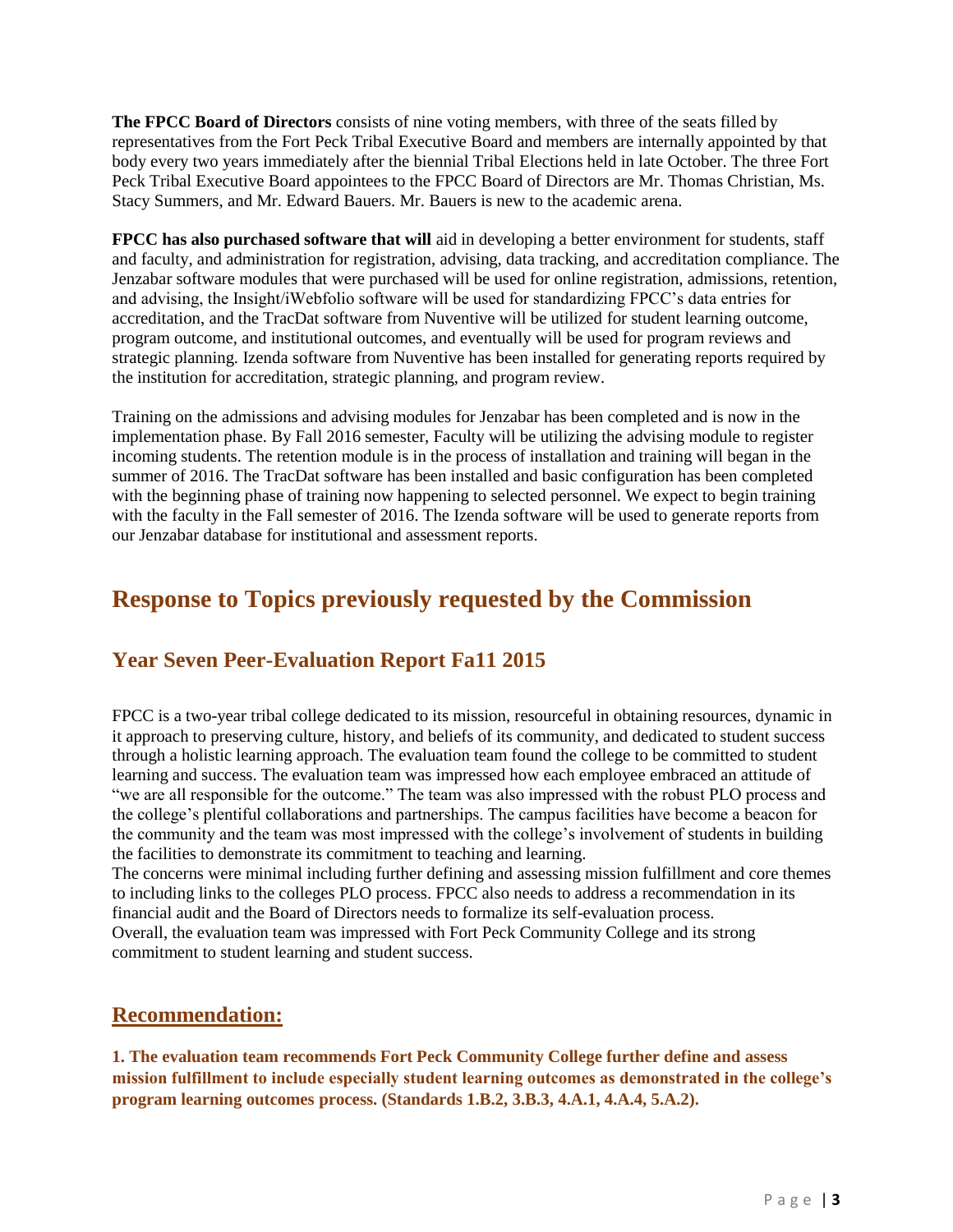**The FPCC Board of Directors** consists of nine voting members, with three of the seats filled by representatives from the Fort Peck Tribal Executive Board and members are internally appointed by that body every two years immediately after the biennial Tribal Elections held in late October. The three Fort Peck Tribal Executive Board appointees to the FPCC Board of Directors are Mr. Thomas Christian, Ms. Stacy Summers, and Mr. Edward Bauers. Mr. Bauers is new to the academic arena.

**FPCC has also purchased software that will** aid in developing a better environment for students, staff and faculty, and administration for registration, advising, data tracking, and accreditation compliance. The Jenzabar software modules that were purchased will be used for online registration, admissions, retention, and advising, the Insight/iWebfolio software will be used for standardizing FPCC's data entries for accreditation, and the TracDat software from Nuventive will be utilized for student learning outcome, program outcome, and institutional outcomes, and eventually will be used for program reviews and strategic planning. Izenda software from Nuventive has been installed for generating reports required by the institution for accreditation, strategic planning, and program review.

Training on the admissions and advising modules for Jenzabar has been completed and is now in the implementation phase. By Fall 2016 semester, Faculty will be utilizing the advising module to register incoming students. The retention module is in the process of installation and training will began in the summer of 2016. The TracDat software has been installed and basic configuration has been completed with the beginning phase of training now happening to selected personnel. We expect to begin training with the faculty in the Fall semester of 2016. The Izenda software will be used to generate reports from our Jenzabar database for institutional and assessment reports.

# Response to Topics previously requested by the Commission

## Year Seven Peer-Evaluation Report Fa11 2015

FPCC is a two-year tribal college dedicated to its mission, resourceful in obtaining resources, dynamic in it approach to preserving culture, history, and beliefs of its community, and dedicated to student success through a holistic learning approach. The evaluation team found the college to be committed to student learning and success. The evaluation team was impressed how each employee embraced an attitude of "we are all responsible for the outcome." The team was also impressed with the robust PLO process and the college's plentiful collaborations and partnerships. The campus facilities have become a beacon for the community and the team was most impressed with the college's involvement of students in building the facilities to demonstrate its commitment to teaching and learning.
The concerns were minimal including further defining and assessing mission fulfillment and core themes to including links to the colleges PLO process. FPCC also needs to address a recommendation in its financial audit and the Board of Directors needs to formalize its self-evaluation process.
Overall, the evaluation team was impressed with Fort Peck Community College and its strong commitment to student learning and student success.

## Recommendation:

**1. The evaluation team recommends Fort Peck Community College further define and assess mission fulfillment to include especially student learning outcomes as demonstrated in the college's program learning outcomes process. (Standards 1.B.2, 3.B.3, 4.A.1, 4.A.4, 5.A.2).**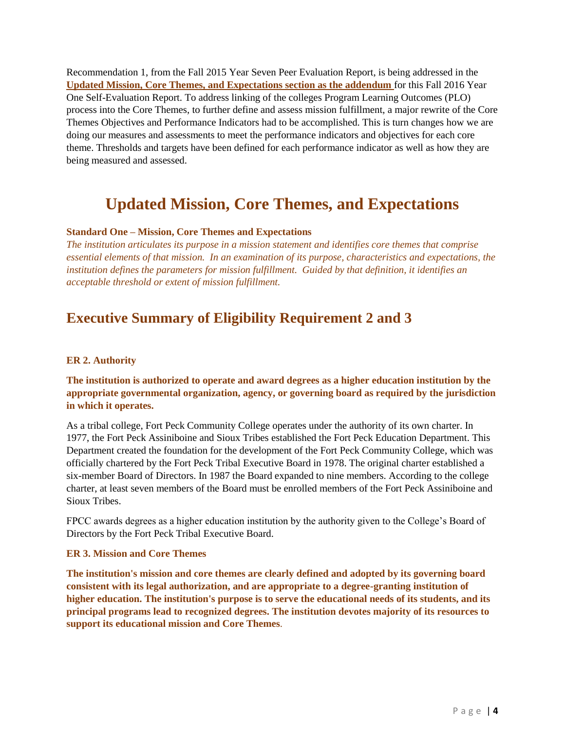Recommendation 1, from the Fall 2015 Year Seven Peer Evaluation Report, is being addressed in the **Updated Mission, Core Themes, and Expectations section as the addendum** for this Fall 2016 Year One Self-Evaluation Report. To address linking of the colleges Program Learning Outcomes (PLO) process into the Core Themes, to further define and assess mission fulfillment, a major rewrite of the Core Themes Objectives and Performance Indicators had to be accomplished. This is turn changes how we are doing our measures and assessments to meet the performance indicators and objectives for each core theme. Thresholds and targets have been defined for each performance indicator as well as how they are being measured and assessed.

# Updated Mission, Core Themes, and Expectations

**Standard One – Mission, Core Themes and Expectations**

*The institution articulates its purpose in a mission statement and identifies core themes that comprise essential elements of that mission. In an examination of its purpose, characteristics and expectations, the institution defines the parameters for mission fulfillment. Guided by that definition, it identifies an acceptable threshold or extent of mission fulfillment.*

## Executive Summary of Eligibility Requirement 2 and 3

### ER 2. Authority

**The institution is authorized to operate and award degrees as a higher education institution by the appropriate governmental organization, agency, or governing board as required by the jurisdiction in which it operates.**

As a tribal college, Fort Peck Community College operates under the authority of its own charter. In 1977, the Fort Peck Assiniboine and Sioux Tribes established the Fort Peck Education Department. This Department created the foundation for the development of the Fort Peck Community College, which was officially chartered by the Fort Peck Tribal Executive Board in 1978. The original charter established a six-member Board of Directors. In 1987 the Board expanded to nine members. According to the college charter, at least seven members of the Board must be enrolled members of the Fort Peck Assiniboine and Sioux Tribes.

FPCC awards degrees as a higher education institution by the authority given to the College's Board of Directors by the Fort Peck Tribal Executive Board.

### ER 3. Mission and Core Themes

**The institution's mission and core themes are clearly defined and adopted by its governing board consistent with its legal authorization, and are appropriate to a degree-granting institution of higher education. The institution's purpose is to serve the educational needs of its students, and its principal programs lead to recognized degrees. The institution devotes majority of its resources to support its educational mission and Core Themes.**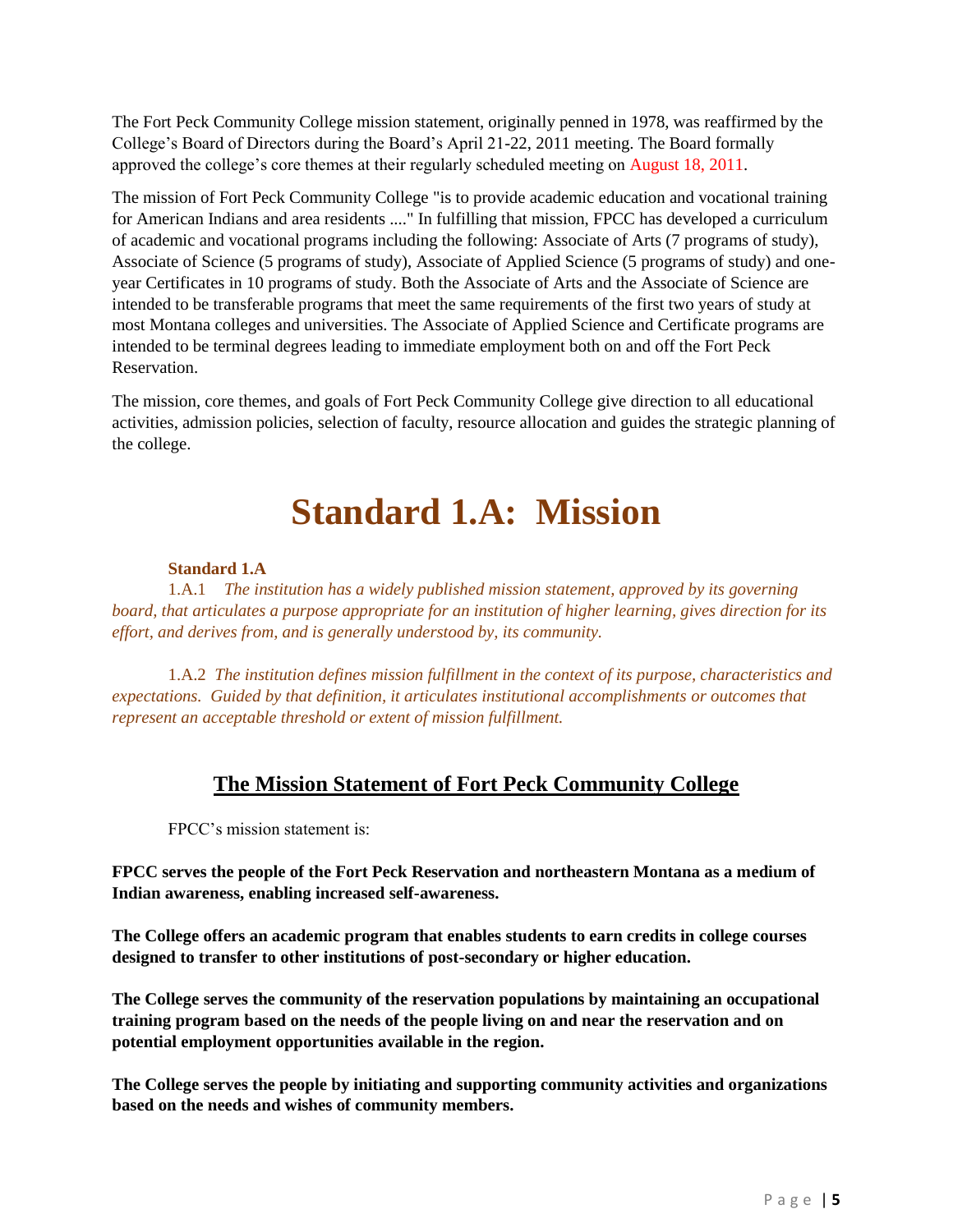The Fort Peck Community College mission statement, originally penned in 1978, was reaffirmed by the College's Board of Directors during the Board's April 21-22, 2011 meeting. The Board formally approved the college's core themes at their regularly scheduled meeting on August 18, 2011.

The mission of Fort Peck Community College "is to provide academic education and vocational training for American Indians and area residents ...." In fulfilling that mission, FPCC has developed a curriculum of academic and vocational programs including the following: Associate of Arts (7 programs of study), Associate of Science (5 programs of study), Associate of Applied Science (5 programs of study) and one-year Certificates in 10 programs of study. Both the Associate of Arts and the Associate of Science are intended to be transferable programs that meet the same requirements of the first two years of study at most Montana colleges and universities. The Associate of Applied Science and Certificate programs are intended to be terminal degrees leading to immediate employment both on and off the Fort Peck Reservation.

The mission, core themes, and goals of Fort Peck Community College give direction to all educational activities, admission policies, selection of faculty, resource allocation and guides the strategic planning of the college.

# Standard 1.A: Mission

**Standard 1.A**

1.A.1 *The institution has a widely published mission statement, approved by its governing board, that articulates a purpose appropriate for an institution of higher learning, gives direction for its effort, and derives from, and is generally understood by, its community.*

1.A.2 *The institution defines mission fulfillment in the context of its purpose, characteristics and expectations. Guided by that definition, it articulates institutional accomplishments or outcomes that represent an acceptable threshold or extent of mission fulfillment.*

## The Mission Statement of Fort Peck Community College

FPCC's mission statement is:

**FPCC serves the people of the Fort Peck Reservation and northeastern Montana as a medium of Indian awareness, enabling increased self-awareness.**

**The College offers an academic program that enables students to earn credits in college courses designed to transfer to other institutions of post-secondary or higher education.**

**The College serves the community of the reservation populations by maintaining an occupational training program based on the needs of the people living on and near the reservation and on potential employment opportunities available in the region.**

**The College serves the people by initiating and supporting community activities and organizations based on the needs and wishes of community members.**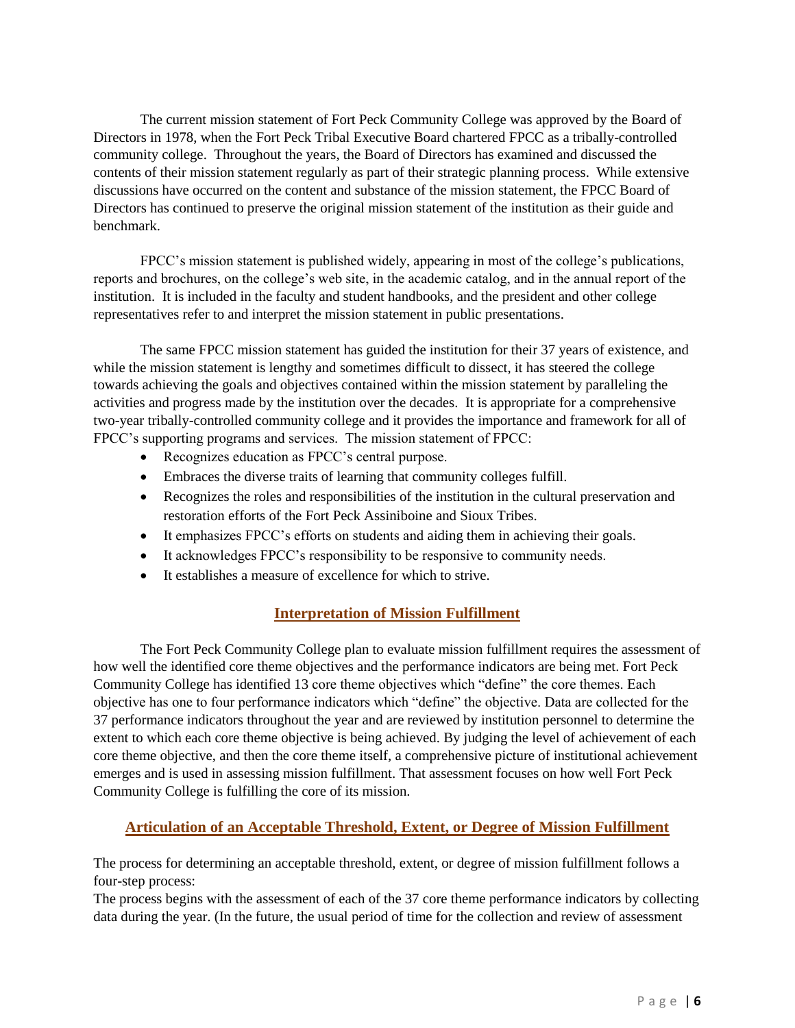The current mission statement of Fort Peck Community College was approved by the Board of Directors in 1978, when the Fort Peck Tribal Executive Board chartered FPCC as a tribally-controlled community college. Throughout the years, the Board of Directors has examined and discussed the contents of their mission statement regularly as part of their strategic planning process. While extensive discussions have occurred on the content and substance of the mission statement, the FPCC Board of Directors has continued to preserve the original mission statement of the institution as their guide and benchmark.

FPCC's mission statement is published widely, appearing in most of the college's publications, reports and brochures, on the college's web site, in the academic catalog, and in the annual report of the institution. It is included in the faculty and student handbooks, and the president and other college representatives refer to and interpret the mission statement in public presentations.

The same FPCC mission statement has guided the institution for their 37 years of existence, and while the mission statement is lengthy and sometimes difficult to dissect, it has steered the college towards achieving the goals and objectives contained within the mission statement by paralleling the activities and progress made by the institution over the decades. It is appropriate for a comprehensive two-year tribally-controlled community college and it provides the importance and framework for all of FPCC's supporting programs and services. The mission statement of FPCC:

- Recognizes education as FPCC's central purpose.
- Embraces the diverse traits of learning that community colleges fulfill.
- Recognizes the roles and responsibilities of the institution in the cultural preservation and restoration efforts of the Fort Peck Assiniboine and Sioux Tribes.
- It emphasizes FPCC's efforts on students and aiding them in achieving their goals.
- It acknowledges FPCC's responsibility to be responsive to community needs.
- It establishes a measure of excellence for which to strive.

## Interpretation of Mission Fulfillment

The Fort Peck Community College plan to evaluate mission fulfillment requires the assessment of how well the identified core theme objectives and the performance indicators are being met. Fort Peck Community College has identified 13 core theme objectives which "define" the core themes. Each objective has one to four performance indicators which "define" the objective. Data are collected for the 37 performance indicators throughout the year and are reviewed by institution personnel to determine the extent to which each core theme objective is being achieved. By judging the level of achievement of each core theme objective, and then the core theme itself, a comprehensive picture of institutional achievement emerges and is used in assessing mission fulfillment. That assessment focuses on how well Fort Peck Community College is fulfilling the core of its mission.

## Articulation of an Acceptable Threshold, Extent, or Degree of Mission Fulfillment

The process for determining an acceptable threshold, extent, or degree of mission fulfillment follows a four-step process:

The process begins with the assessment of each of the 37 core theme performance indicators by collecting data during the year. (In the future, the usual period of time for the collection and review of assessment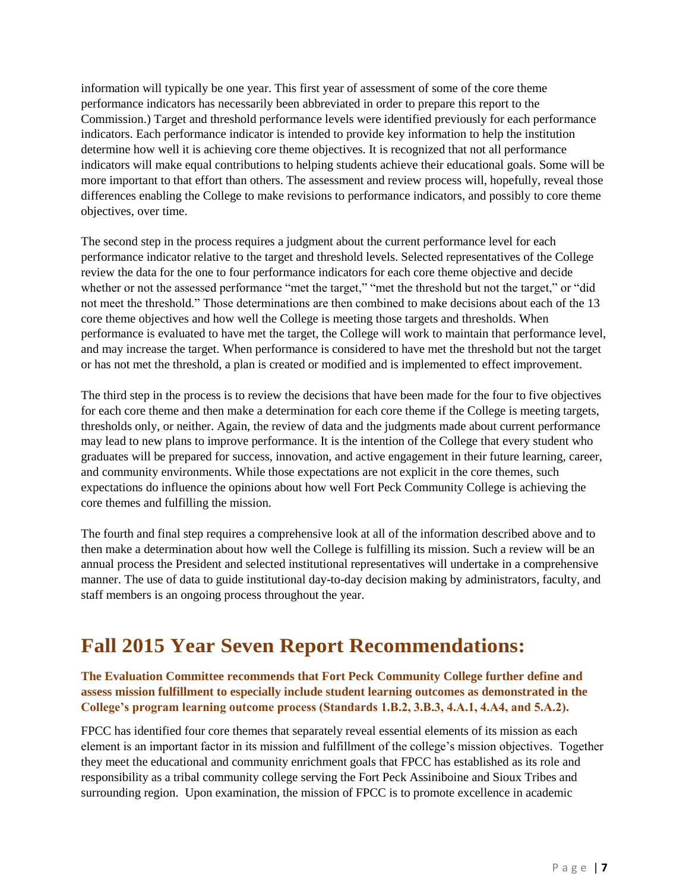information will typically be one year. This first year of assessment of some of the core theme performance indicators has necessarily been abbreviated in order to prepare this report to the Commission.) Target and threshold performance levels were identified previously for each performance indicators. Each performance indicator is intended to provide key information to help the institution determine how well it is achieving core theme objectives. It is recognized that not all performance indicators will make equal contributions to helping students achieve their educational goals. Some will be more important to that effort than others. The assessment and review process will, hopefully, reveal those differences enabling the College to make revisions to performance indicators, and possibly to core theme objectives, over time.

The second step in the process requires a judgment about the current performance level for each performance indicator relative to the target and threshold levels. Selected representatives of the College review the data for the one to four performance indicators for each core theme objective and decide whether or not the assessed performance "met the target," "met the threshold but not the target," or "did not meet the threshold." Those determinations are then combined to make decisions about each of the 13 core theme objectives and how well the College is meeting those targets and thresholds. When performance is evaluated to have met the target, the College will work to maintain that performance level, and may increase the target. When performance is considered to have met the threshold but not the target or has not met the threshold, a plan is created or modified and is implemented to effect improvement.

The third step in the process is to review the decisions that have been made for the four to five objectives for each core theme and then make a determination for each core theme if the College is meeting targets, thresholds only, or neither. Again, the review of data and the judgments made about current performance may lead to new plans to improve performance. It is the intention of the College that every student who graduates will be prepared for success, innovation, and active engagement in their future learning, career, and community environments. While those expectations are not explicit in the core themes, such expectations do influence the opinions about how well Fort Peck Community College is achieving the core themes and fulfilling the mission.

The fourth and final step requires a comprehensive look at all of the information described above and to then make a determination about how well the College is fulfilling its mission. Such a review will be an annual process the President and selected institutional representatives will undertake in a comprehensive manner. The use of data to guide institutional day-to-day decision making by administrators, faculty, and staff members is an ongoing process throughout the year.

# Fall 2015 Year Seven Report Recommendations:

**The Evaluation Committee recommends that Fort Peck Community College further define and assess mission fulfillment to especially include student learning outcomes as demonstrated in the College's program learning outcome process (Standards 1.B.2, 3.B.3, 4.A.1, 4.A4, and 5.A.2).**

FPCC has identified four core themes that separately reveal essential elements of its mission as each element is an important factor in its mission and fulfillment of the college's mission objectives. Together they meet the educational and community enrichment goals that FPCC has established as its role and responsibility as a tribal community college serving the Fort Peck Assiniboine and Sioux Tribes and surrounding region. Upon examination, the mission of FPCC is to promote excellence in academic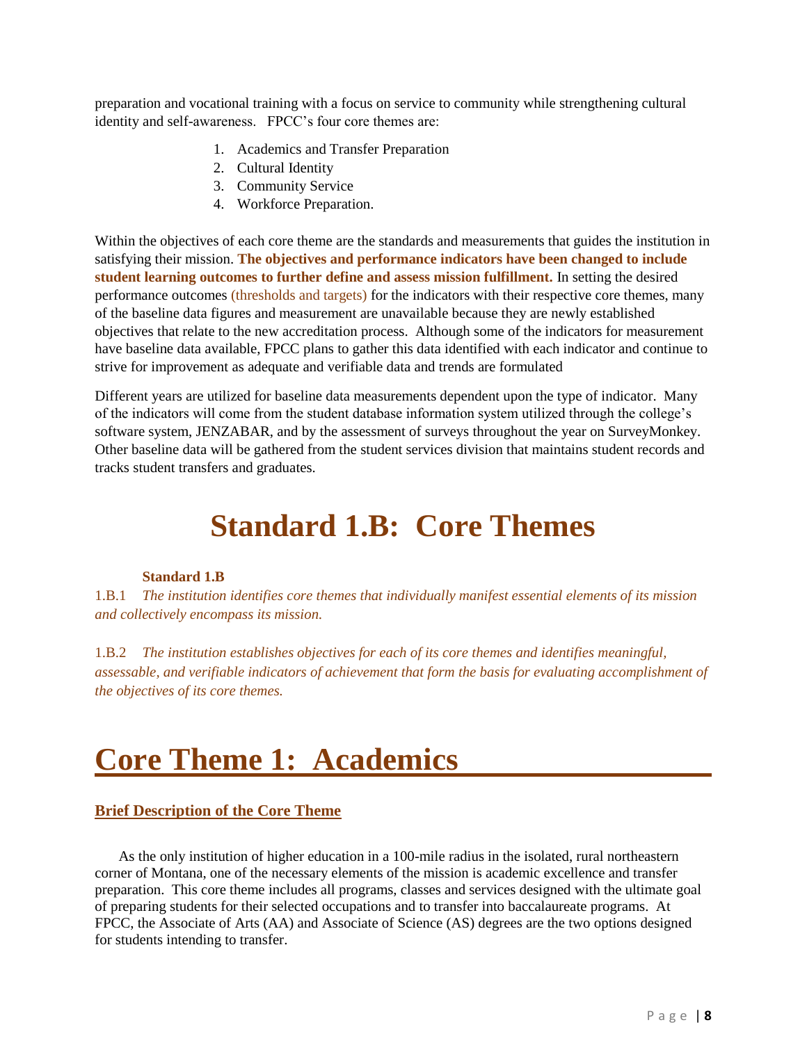preparation and vocational training with a focus on service to community while strengthening cultural identity and self-awareness. FPCC's four core themes are:

1. Academics and Transfer Preparation
2. Cultural Identity
3. Community Service
4. Workforce Preparation.

Within the objectives of each core theme are the standards and measurements that guides the institution in satisfying their mission. **The objectives and performance indicators have been changed to include student learning outcomes to further define and assess mission fulfillment.** In setting the desired performance outcomes (thresholds and targets) for the indicators with their respective core themes, many of the baseline data figures and measurement are unavailable because they are newly established objectives that relate to the new accreditation process. Although some of the indicators for measurement have baseline data available, FPCC plans to gather this data identified with each indicator and continue to strive for improvement as adequate and verifiable data and trends are formulated

Different years are utilized for baseline data measurements dependent upon the type of indicator. Many of the indicators will come from the student database information system utilized through the college's software system, JENZABAR, and by the assessment of surveys throughout the year on SurveyMonkey. Other baseline data will be gathered from the student services division that maintains student records and tracks student transfers and graduates.

# Standard 1.B: Core Themes

**Standard 1.B**

1.B.1 *The institution identifies core themes that individually manifest essential elements of its mission and collectively encompass its mission.*

1.B.2 *The institution establishes objectives for each of its core themes and identifies meaningful, assessable, and verifiable indicators of achievement that form the basis for evaluating accomplishment of the objectives of its core themes.*

# Core Theme 1: Academics

## Brief Description of the Core Theme

As the only institution of higher education in a 100-mile radius in the isolated, rural northeastern corner of Montana, one of the necessary elements of the mission is academic excellence and transfer preparation. This core theme includes all programs, classes and services designed with the ultimate goal of preparing students for their selected occupations and to transfer into baccalaureate programs. At FPCC, the Associate of Arts (AA) and Associate of Science (AS) degrees are the two options designed for students intending to transfer.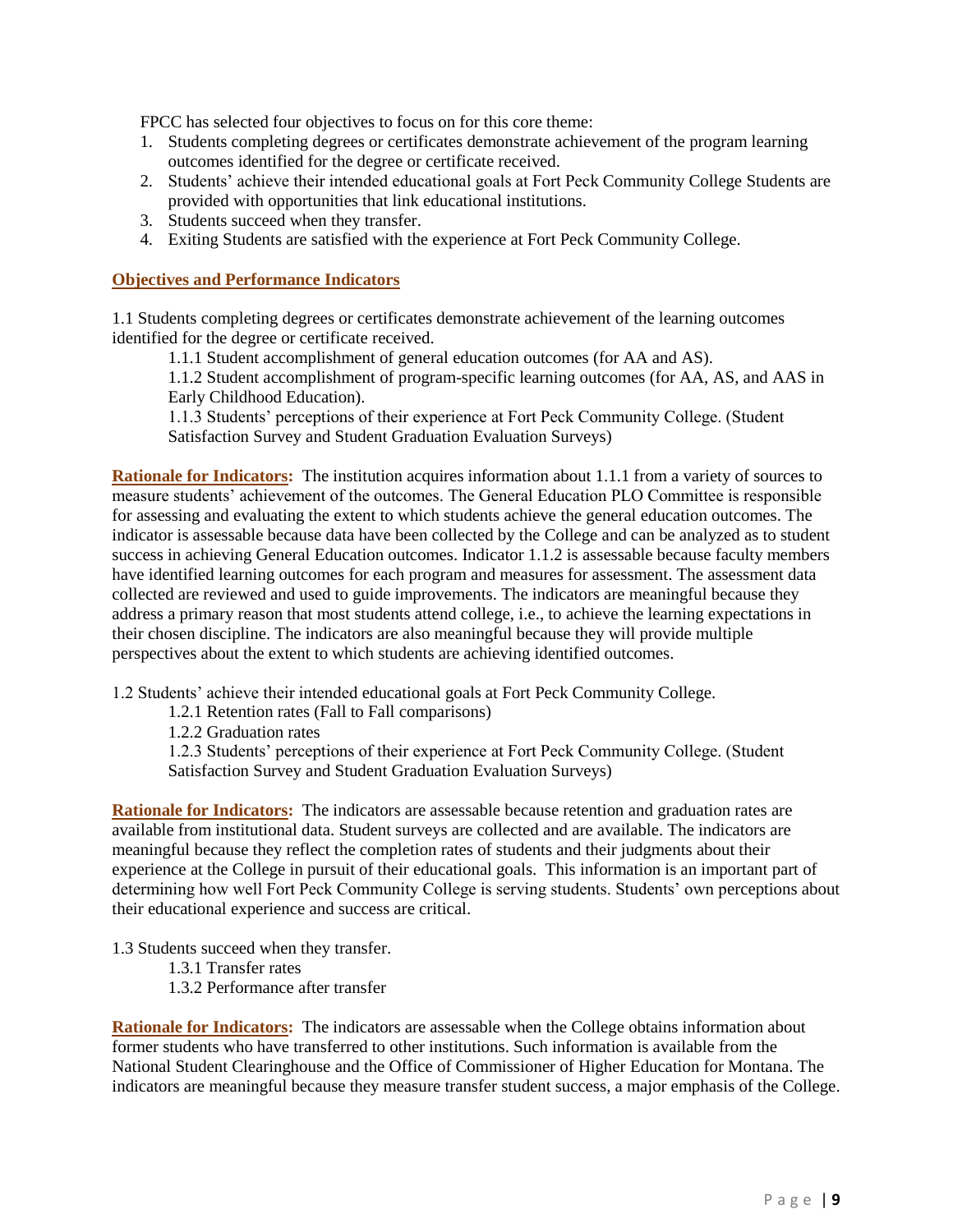FPCC has selected four objectives to focus on for this core theme:

1. Students completing degrees or certificates demonstrate achievement of the program learning outcomes identified for the degree or certificate received.
2. Students' achieve their intended educational goals at Fort Peck Community College Students are provided with opportunities that link educational institutions.
3. Students succeed when they transfer.
4. Exiting Students are satisfied with the experience at Fort Peck Community College.

**Objectives and Performance Indicators**

1.1 Students completing degrees or certificates demonstrate achievement of the learning outcomes identified for the degree or certificate received.

1.1.1 Student accomplishment of general education outcomes (for AA and AS).

1.1.2 Student accomplishment of program-specific learning outcomes (for AA, AS, and AAS in Early Childhood Education).

1.1.3 Students' perceptions of their experience at Fort Peck Community College. (Student Satisfaction Survey and Student Graduation Evaluation Surveys)

**Rationale for Indicators:** The institution acquires information about 1.1.1 from a variety of sources to measure students' achievement of the outcomes. The General Education PLO Committee is responsible for assessing and evaluating the extent to which students achieve the general education outcomes. The indicator is assessable because data have been collected by the College and can be analyzed as to student success in achieving General Education outcomes. Indicator 1.1.2 is assessable because faculty members have identified learning outcomes for each program and measures for assessment. The assessment data collected are reviewed and used to guide improvements. The indicators are meaningful because they address a primary reason that most students attend college, i.e., to achieve the learning expectations in their chosen discipline. The indicators are also meaningful because they will provide multiple perspectives about the extent to which students are achieving identified outcomes.

1.2 Students' achieve their intended educational goals at Fort Peck Community College.

1.2.1 Retention rates (Fall to Fall comparisons)

1.2.2 Graduation rates

1.2.3 Students' perceptions of their experience at Fort Peck Community College. (Student Satisfaction Survey and Student Graduation Evaluation Surveys)

**Rationale for Indicators:** The indicators are assessable because retention and graduation rates are available from institutional data. Student surveys are collected and are available. The indicators are meaningful because they reflect the completion rates of students and their judgments about their experience at the College in pursuit of their educational goals. This information is an important part of determining how well Fort Peck Community College is serving students. Students' own perceptions about their educational experience and success are critical.

1.3 Students succeed when they transfer.

1.3.1 Transfer rates

1.3.2 Performance after transfer

**Rationale for Indicators:** The indicators are assessable when the College obtains information about former students who have transferred to other institutions. Such information is available from the National Student Clearinghouse and the Office of Commissioner of Higher Education for Montana. The indicators are meaningful because they measure transfer student success, a major emphasis of the College.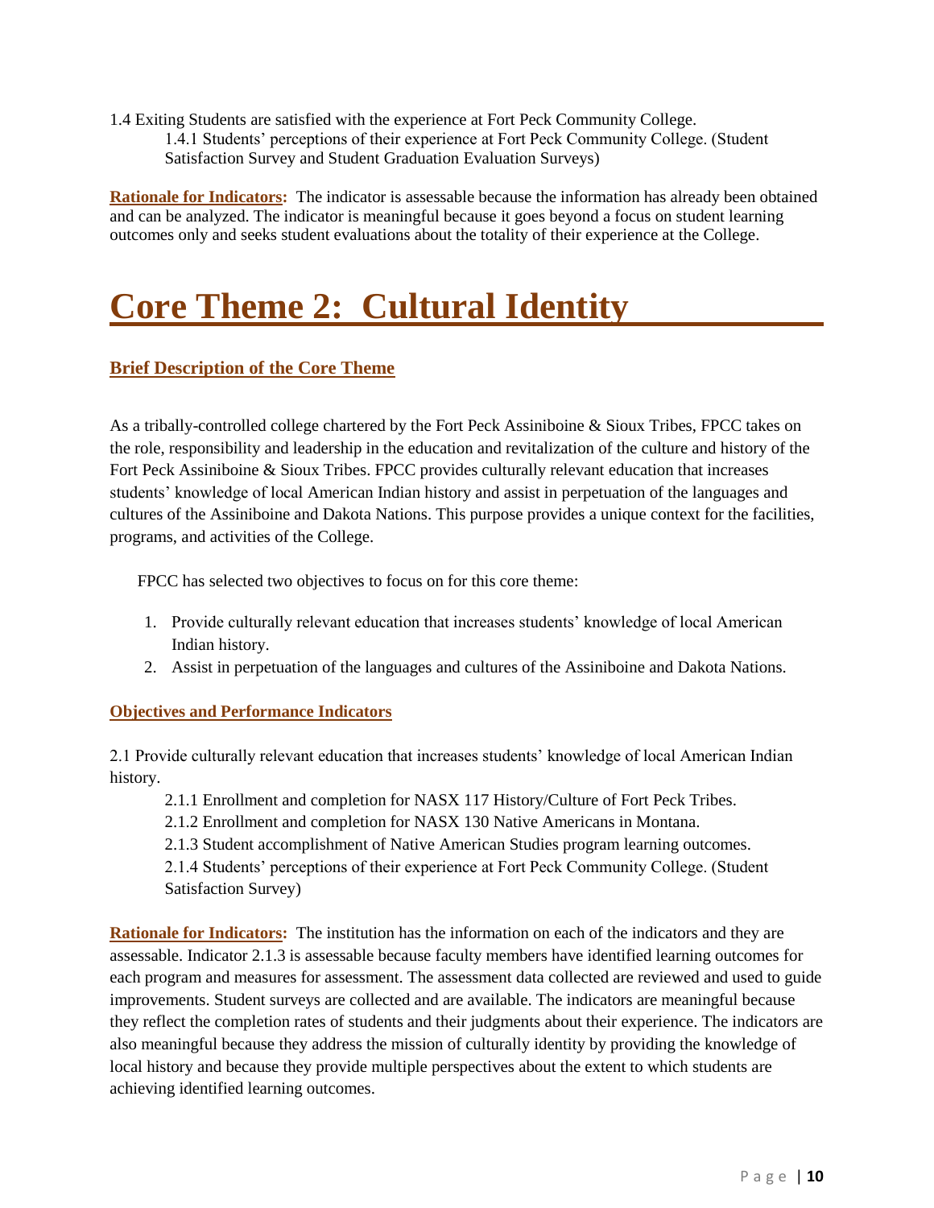1.4 Exiting Students are satisfied with the experience at Fort Peck Community College.

  1.4.1 Students' perceptions of their experience at Fort Peck Community College. (Student Satisfaction Survey and Student Graduation Evaluation Surveys)

**Rationale for Indicators:** The indicator is assessable because the information has already been obtained and can be analyzed. The indicator is meaningful because it goes beyond a focus on student learning outcomes only and seeks student evaluations about the totality of their experience at the College.

# Core Theme 2: Cultural Identity

## Brief Description of the Core Theme

As a tribally-controlled college chartered by the Fort Peck Assiniboine & Sioux Tribes, FPCC takes on the role, responsibility and leadership in the education and revitalization of the culture and history of the Fort Peck Assiniboine & Sioux Tribes. FPCC provides culturally relevant education that increases students' knowledge of local American Indian history and assist in perpetuation of the languages and cultures of the Assiniboine and Dakota Nations. This purpose provides a unique context for the facilities, programs, and activities of the College.

FPCC has selected two objectives to focus on for this core theme:

1. Provide culturally relevant education that increases students' knowledge of local American Indian history.
2. Assist in perpetuation of the languages and cultures of the Assiniboine and Dakota Nations.

## Objectives and Performance Indicators

2.1 Provide culturally relevant education that increases students' knowledge of local American Indian history.

  2.1.1 Enrollment and completion for NASX 117 History/Culture of Fort Peck Tribes.

  2.1.2 Enrollment and completion for NASX 130 Native Americans in Montana.

  2.1.3 Student accomplishment of Native American Studies program learning outcomes.

  2.1.4 Students' perceptions of their experience at Fort Peck Community College. (Student Satisfaction Survey)

**Rationale for Indicators:** The institution has the information on each of the indicators and they are assessable. Indicator 2.1.3 is assessable because faculty members have identified learning outcomes for each program and measures for assessment. The assessment data collected are reviewed and used to guide improvements. Student surveys are collected and are available. The indicators are meaningful because they reflect the completion rates of students and their judgments about their experience. The indicators are also meaningful because they address the mission of culturally identity by providing the knowledge of local history and because they provide multiple perspectives about the extent to which students are achieving identified learning outcomes.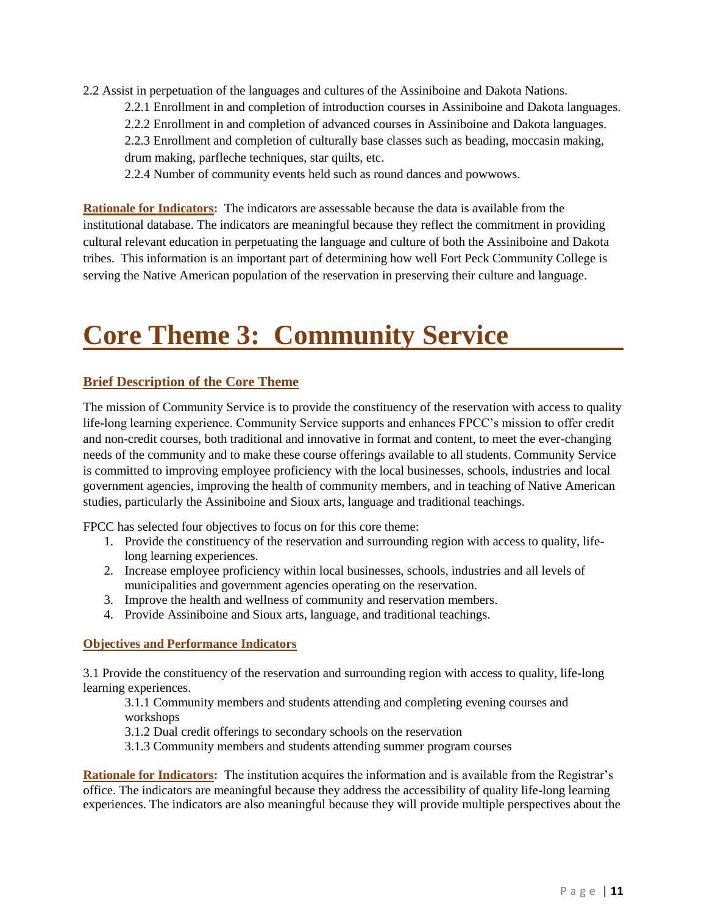2.2 Assist in perpetuation of the languages and cultures of the Assiniboine and Dakota Nations.

- 2.2.1 Enrollment in and completion of introduction courses in Assiniboine and Dakota languages.
- 2.2.2 Enrollment in and completion of advanced courses in Assiniboine and Dakota languages.
- 2.2.3 Enrollment and completion of culturally base classes such as beading, moccasin making, drum making, parfleche techniques, star quilts, etc.
- 2.2.4 Number of community events held such as round dances and powwows.

**Rationale for Indicators:** The indicators are assessable because the data is available from the institutional database. The indicators are meaningful because they reflect the commitment in providing cultural relevant education in perpetuating the language and culture of both the Assiniboine and Dakota tribes. This information is an important part of determining how well Fort Peck Community College is serving the Native American population of the reservation in preserving their culture and language.

# Core Theme 3: Community Service

## Brief Description of the Core Theme

The mission of Community Service is to provide the constituency of the reservation with access to quality life-long learning experience. Community Service supports and enhances FPCC's mission to offer credit and non-credit courses, both traditional and innovative in format and content, to meet the ever-changing needs of the community and to make these course offerings available to all students. Community Service is committed to improving employee proficiency with the local businesses, schools, industries and local government agencies, improving the health of community members, and in teaching of Native American studies, particularly the Assiniboine and Sioux arts, language and traditional teachings.

FPCC has selected four objectives to focus on for this core theme:

1. Provide the constituency of the reservation and surrounding region with access to quality, life-long learning experiences.
2. Increase employee proficiency within local businesses, schools, industries and all levels of municipalities and government agencies operating on the reservation.
3. Improve the health and wellness of community and reservation members.
4. Provide Assiniboine and Sioux arts, language, and traditional teachings.

### Objectives and Performance Indicators

3.1 Provide the constituency of the reservation and surrounding region with access to quality, life-long learning experiences.

- 3.1.1 Community members and students attending and completing evening courses and workshops
- 3.1.2 Dual credit offerings to secondary schools on the reservation
- 3.1.3 Community members and students attending summer program courses

**Rationale for Indicators:** The institution acquires the information and is available from the Registrar's office. The indicators are meaningful because they address the accessibility of quality life-long learning experiences. The indicators are also meaningful because they will provide multiple perspectives about the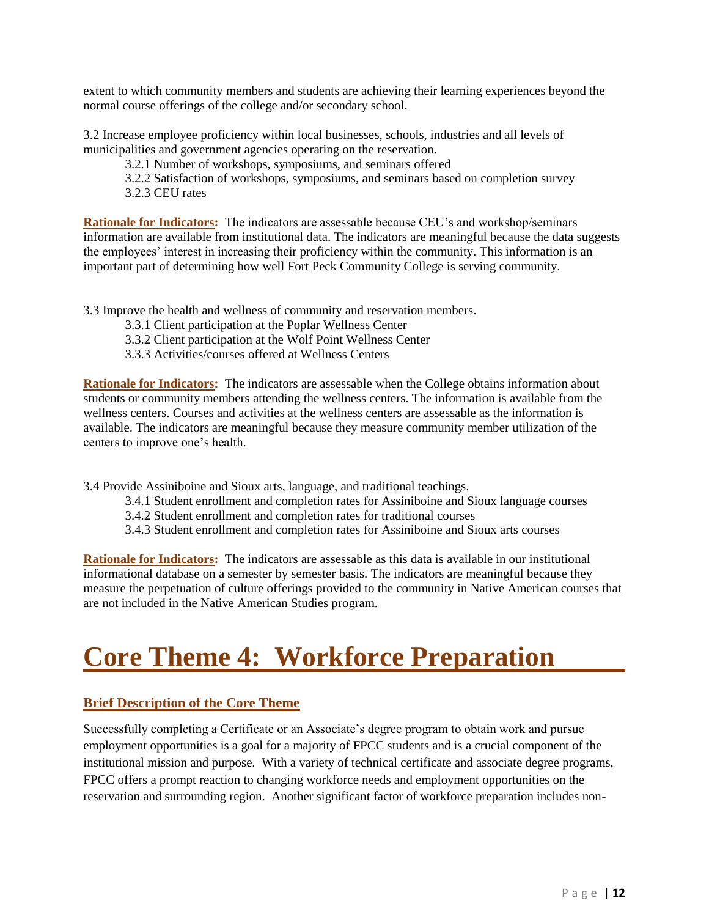extent to which community members and students are achieving their learning experiences beyond the normal course offerings of the college and/or secondary school.

3.2 Increase employee proficiency within local businesses, schools, industries and all levels of municipalities and government agencies operating on the reservation.

- 3.2.1 Number of workshops, symposiums, and seminars offered
- 3.2.2 Satisfaction of workshops, symposiums, and seminars based on completion survey
- 3.2.3 CEU rates

**Rationale for Indicators:** The indicators are assessable because CEU's and workshop/seminars information are available from institutional data. The indicators are meaningful because the data suggests the employees' interest in increasing their proficiency within the community. This information is an important part of determining how well Fort Peck Community College is serving community.

3.3 Improve the health and wellness of community and reservation members.

- 3.3.1 Client participation at the Poplar Wellness Center
- 3.3.2 Client participation at the Wolf Point Wellness Center
- 3.3.3 Activities/courses offered at Wellness Centers

**Rationale for Indicators:** The indicators are assessable when the College obtains information about students or community members attending the wellness centers. The information is available from the wellness centers. Courses and activities at the wellness centers are assessable as the information is available. The indicators are meaningful because they measure community member utilization of the centers to improve one's health.

3.4 Provide Assiniboine and Sioux arts, language, and traditional teachings.

- 3.4.1 Student enrollment and completion rates for Assiniboine and Sioux language courses
- 3.4.2 Student enrollment and completion rates for traditional courses
- 3.4.3 Student enrollment and completion rates for Assiniboine and Sioux arts courses

**Rationale for Indicators:** The indicators are assessable as this data is available in our institutional informational database on a semester by semester basis. The indicators are meaningful because they measure the perpetuation of culture offerings provided to the community in Native American courses that are not included in the Native American Studies program.

# Core Theme 4: Workforce Preparation

## Brief Description of the Core Theme

Successfully completing a Certificate or an Associate's degree program to obtain work and pursue employment opportunities is a goal for a majority of FPCC students and is a crucial component of the institutional mission and purpose. With a variety of technical certificate and associate degree programs, FPCC offers a prompt reaction to changing workforce needs and employment opportunities on the reservation and surrounding region. Another significant factor of workforce preparation includes non-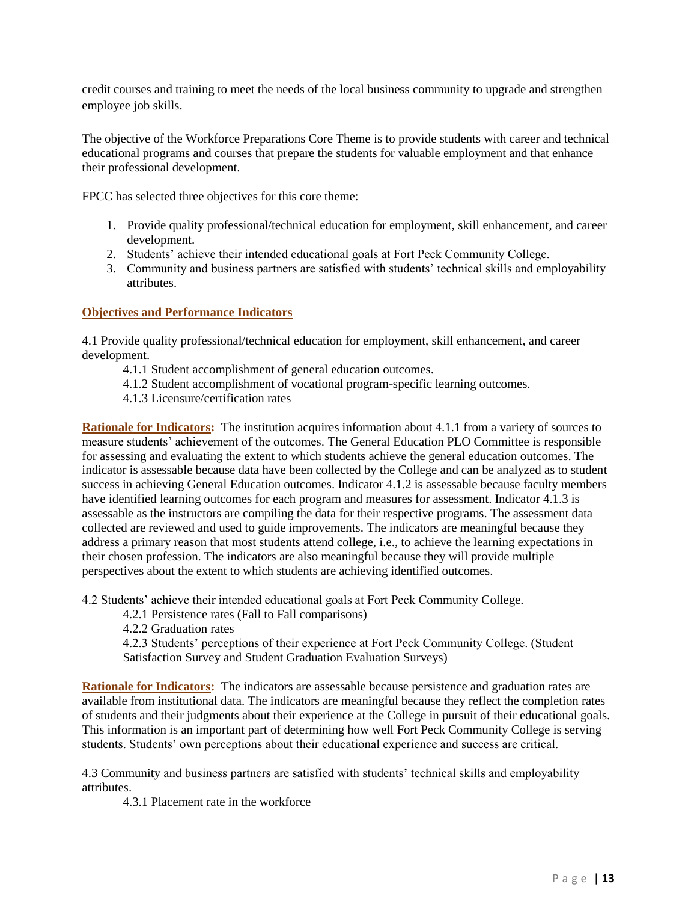credit courses and training to meet the needs of the local business community to upgrade and strengthen employee job skills.

The objective of the Workforce Preparations Core Theme is to provide students with career and technical educational programs and courses that prepare the students for valuable employment and that enhance their professional development.

FPCC has selected three objectives for this core theme:

1. Provide quality professional/technical education for employment, skill enhancement, and career development.
2. Students' achieve their intended educational goals at Fort Peck Community College.
3. Community and business partners are satisfied with students' technical skills and employability attributes.

**Objectives and Performance Indicators**

4.1 Provide quality professional/technical education for employment, skill enhancement, and career development.

- 4.1.1 Student accomplishment of general education outcomes.
- 4.1.2 Student accomplishment of vocational program-specific learning outcomes.
- 4.1.3 Licensure/certification rates

**Rationale for Indicators:** The institution acquires information about 4.1.1 from a variety of sources to measure students' achievement of the outcomes. The General Education PLO Committee is responsible for assessing and evaluating the extent to which students achieve the general education outcomes. The indicator is assessable because data have been collected by the College and can be analyzed as to student success in achieving General Education outcomes. Indicator 4.1.2 is assessable because faculty members have identified learning outcomes for each program and measures for assessment. Indicator 4.1.3 is assessable as the instructors are compiling the data for their respective programs. The assessment data collected are reviewed and used to guide improvements. The indicators are meaningful because they address a primary reason that most students attend college, i.e., to achieve the learning expectations in their chosen profession. The indicators are also meaningful because they will provide multiple perspectives about the extent to which students are achieving identified outcomes.

4.2 Students' achieve their intended educational goals at Fort Peck Community College.

- 4.2.1 Persistence rates (Fall to Fall comparisons)
- 4.2.2 Graduation rates
- 4.2.3 Students' perceptions of their experience at Fort Peck Community College. (Student Satisfaction Survey and Student Graduation Evaluation Surveys)

**Rationale for Indicators:** The indicators are assessable because persistence and graduation rates are available from institutional data. The indicators are meaningful because they reflect the completion rates of students and their judgments about their experience at the College in pursuit of their educational goals. This information is an important part of determining how well Fort Peck Community College is serving students. Students' own perceptions about their educational experience and success are critical.

4.3 Community and business partners are satisfied with students' technical skills and employability attributes.

- 4.3.1 Placement rate in the workforce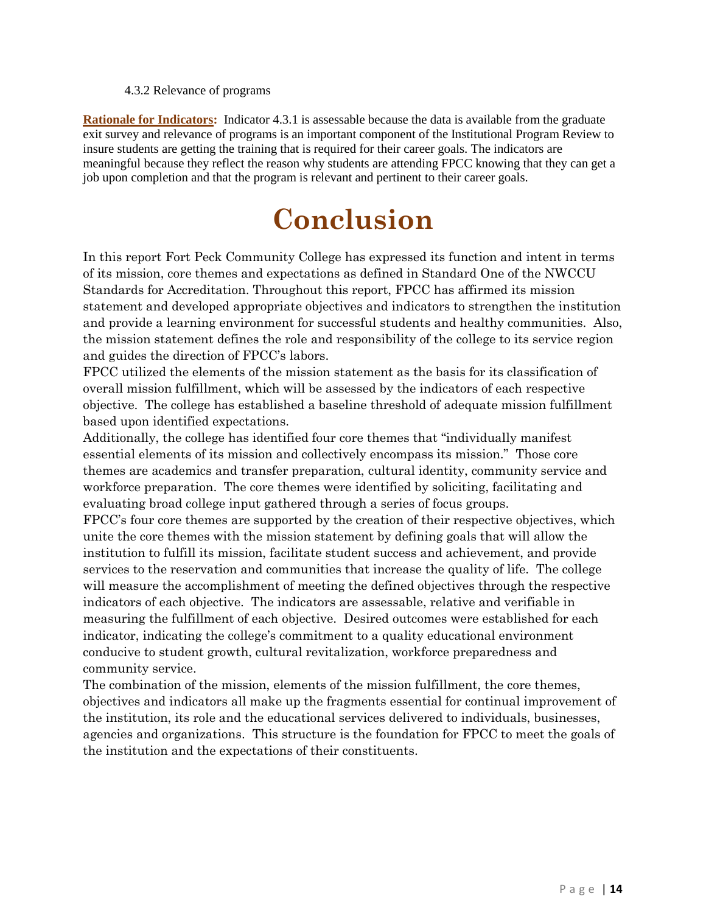4.3.2 Relevance of programs

**Rationale for Indicators:** Indicator 4.3.1 is assessable because the data is available from the graduate exit survey and relevance of programs is an important component of the Institutional Program Review to insure students are getting the training that is required for their career goals. The indicators are meaningful because they reflect the reason why students are attending FPCC knowing that they can get a job upon completion and that the program is relevant and pertinent to their career goals.

# Conclusion

In this report Fort Peck Community College has expressed its function and intent in terms of its mission, core themes and expectations as defined in Standard One of the NWCCU Standards for Accreditation. Throughout this report, FPCC has affirmed its mission statement and developed appropriate objectives and indicators to strengthen the institution and provide a learning environment for successful students and healthy communities. Also, the mission statement defines the role and responsibility of the college to its service region and guides the direction of FPCC's labors.

FPCC utilized the elements of the mission statement as the basis for its classification of overall mission fulfillment, which will be assessed by the indicators of each respective objective. The college has established a baseline threshold of adequate mission fulfillment based upon identified expectations.

Additionally, the college has identified four core themes that "individually manifest essential elements of its mission and collectively encompass its mission." Those core themes are academics and transfer preparation, cultural identity, community service and workforce preparation. The core themes were identified by soliciting, facilitating and evaluating broad college input gathered through a series of focus groups.

FPCC's four core themes are supported by the creation of their respective objectives, which unite the core themes with the mission statement by defining goals that will allow the institution to fulfill its mission, facilitate student success and achievement, and provide services to the reservation and communities that increase the quality of life. The college will measure the accomplishment of meeting the defined objectives through the respective indicators of each objective. The indicators are assessable, relative and verifiable in measuring the fulfillment of each objective. Desired outcomes were established for each indicator, indicating the college's commitment to a quality educational environment conducive to student growth, cultural revitalization, workforce preparedness and community service.

The combination of the mission, elements of the mission fulfillment, the core themes, objectives and indicators all make up the fragments essential for continual improvement of the institution, its role and the educational services delivered to individuals, businesses, agencies and organizations. This structure is the foundation for FPCC to meet the goals of the institution and the expectations of their constituents.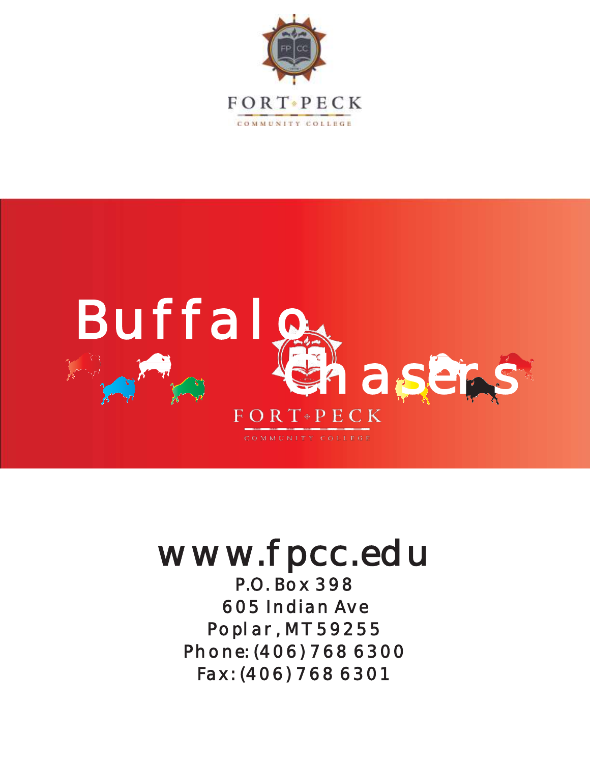FORT PECK

COMMUNITY COLLEGE

Buffalo Chasers

FORT PECK

COMMUNITY COLLEGE

# www.fpcc.edu

P.O. Box 398

605 Indian Ave

Poplar, MT 59255

Phone: (406) 768 6300

Fax: (406) 768 6301